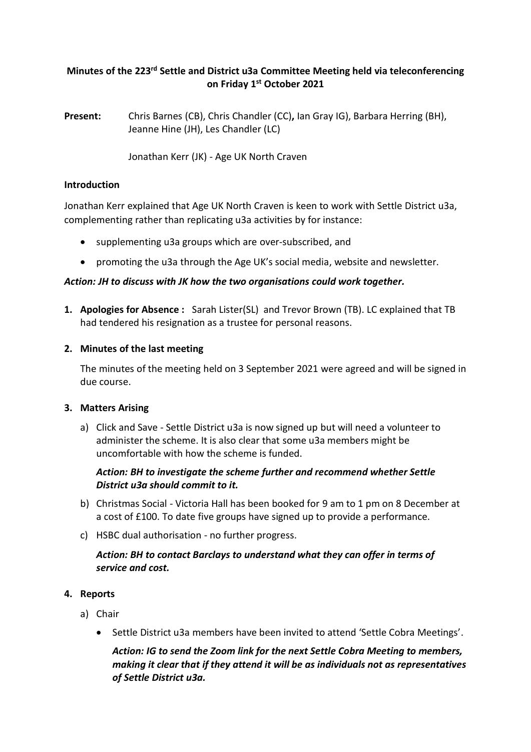**Minutes of the 223rd Settle and District u3a Committee Meeting held via teleconferencing on Friday 1st October 2021**

**Present:** Chris Barnes (CB), Chris Chandler (CC)**,** Ian Gray IG), Barbara Herring (BH), Jeanne Hine (JH), Les Chandler (LC)

Jonathan Kerr (JK) - Age UK North Craven

**Introduction**

Jonathan Kerr explained that Age UK North Craven is keen to work with Settle District u3a, complementing rather than replicating u3a activities by for instance:

- supplementing u3a groups which are over-subscribed, and
- promoting the u3a through the Age UK's social media, website and newsletter.

***Action: JH to discuss with JK how the two organisations could work together.***

1. **Apologies for Absence :** Sarah Lister(SL) and Trevor Brown (TB). LC explained that TB had tendered his resignation as a trustee for personal reasons.

2. **Minutes of the last meeting**

   The minutes of the meeting held on 3 September 2021 were agreed and will be signed in due course.

3. **Matters Arising**

   a) Click and Save - Settle District u3a is now signed up but will need a volunteer to administer the scheme. It is also clear that some u3a members might be uncomfortable with how the scheme is funded.

   ***Action: BH to investigate the scheme further and recommend whether Settle District u3a should commit to it.***

   b) Christmas Social - Victoria Hall has been booked for 9 am to 1 pm on 8 December at a cost of £100. To date five groups have signed up to provide a performance.

   c) HSBC dual authorisation - no further progress.

   ***Action: BH to contact Barclays to understand what they can offer in terms of service and cost.***

4. **Reports**

   a) Chair

   - Settle District u3a members have been invited to attend 'Settle Cobra Meetings'.

     ***Action: IG to send the Zoom link for the next Settle Cobra Meeting to members, making it clear that if they attend it will be as individuals not as representatives of Settle District u3a.***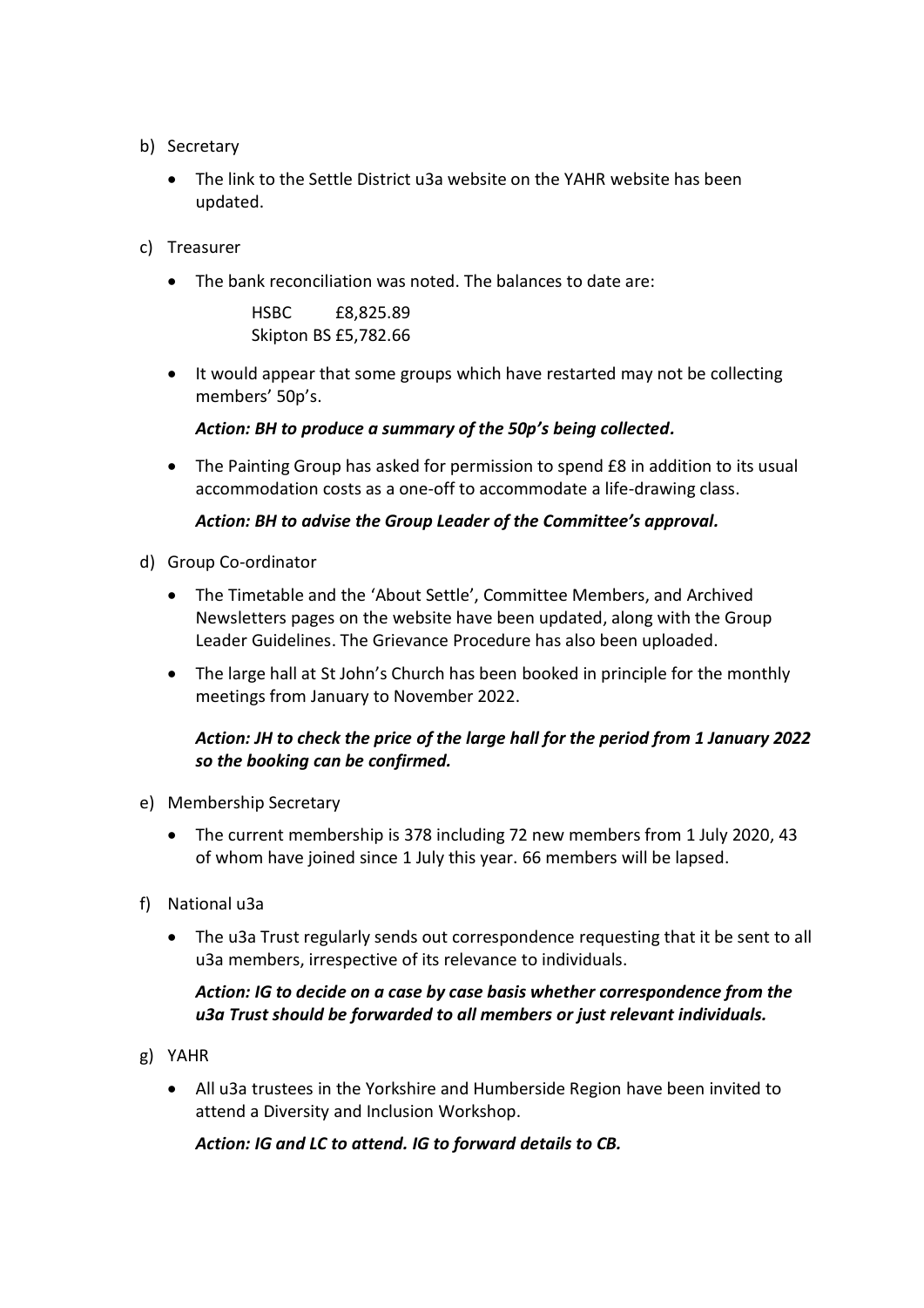b) Secretary

- The link to the Settle District u3a website on the YAHR website has been updated.

c) Treasurer

- The bank reconciliation was noted. The balances to date are:

  HSBC £8,825.89
  Skipton BS £5,782.66

- It would appear that some groups which have restarted may not be collecting members' 50p's.

  ***Action: BH to produce a summary of the 50p's being collected.***

- The Painting Group has asked for permission to spend £8 in addition to its usual accommodation costs as a one-off to accommodate a life-drawing class.

  ***Action: BH to advise the Group Leader of the Committee's approval.***

d) Group Co-ordinator

- The Timetable and the 'About Settle', Committee Members, and Archived Newsletters pages on the website have been updated, along with the Group Leader Guidelines. The Grievance Procedure has also been uploaded.
- The large hall at St John's Church has been booked in principle for the monthly meetings from January to November 2022.

  ***Action: JH to check the price of the large hall for the period from 1 January 2022 so the booking can be confirmed.***

e) Membership Secretary

- The current membership is 378 including 72 new members from 1 July 2020, 43 of whom have joined since 1 July this year. 66 members will be lapsed.

f) National u3a

- The u3a Trust regularly sends out correspondence requesting that it be sent to all u3a members, irrespective of its relevance to individuals.

  ***Action: IG to decide on a case by case basis whether correspondence from the u3a Trust should be forwarded to all members or just relevant individuals.***

g) YAHR

- All u3a trustees in the Yorkshire and Humberside Region have been invited to attend a Diversity and Inclusion Workshop.

  ***Action: IG and LC to attend. IG to forward details to CB.***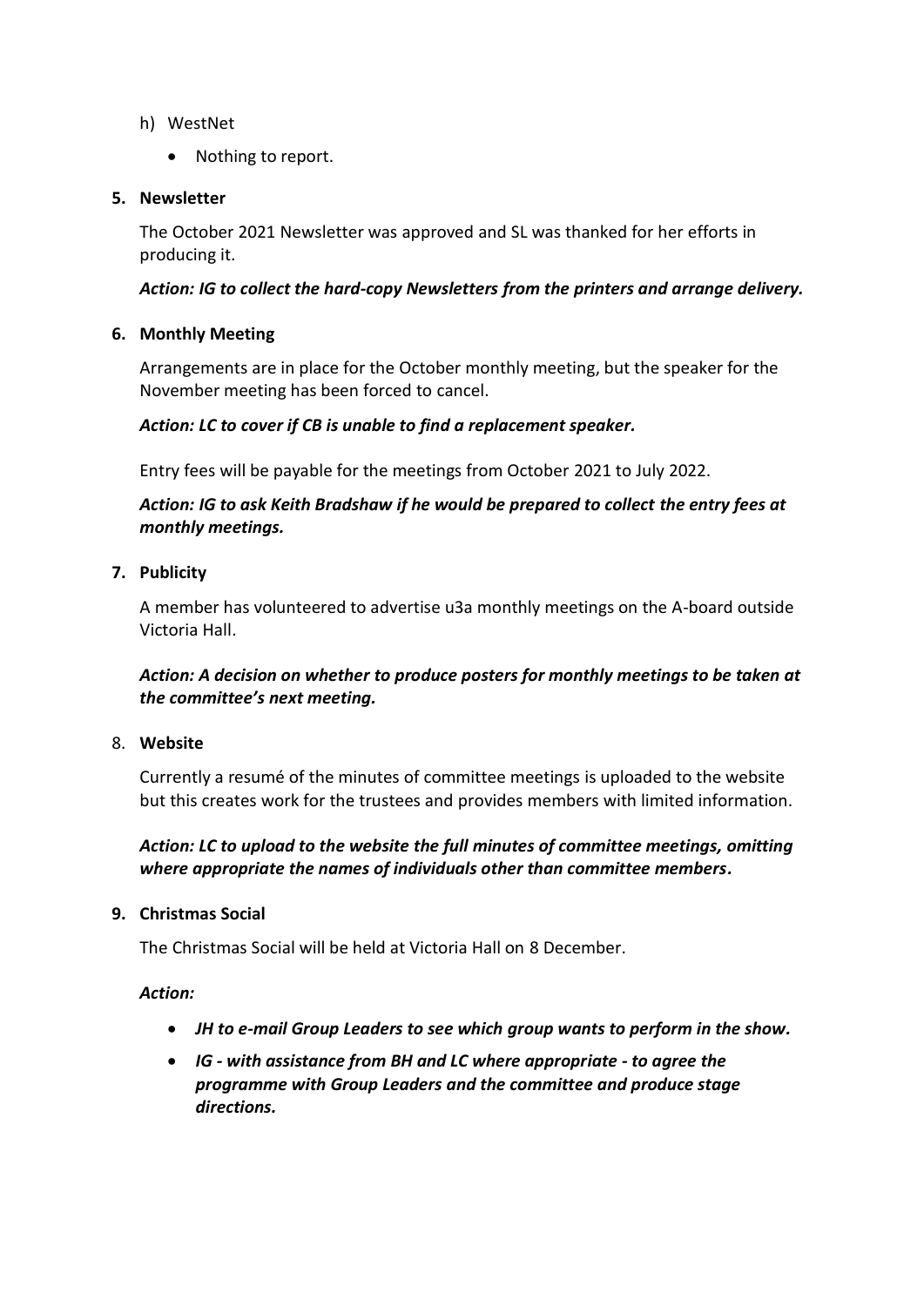h) WestNet

- Nothing to report.

**5. Newsletter**

The October 2021 Newsletter was approved and SL was thanked for her efforts in producing it.

***Action: IG to collect the hard-copy Newsletters from the printers and arrange delivery.***

**6. Monthly Meeting**

Arrangements are in place for the October monthly meeting, but the speaker for the November meeting has been forced to cancel.

***Action: LC to cover if CB is unable to find a replacement speaker.***

Entry fees will be payable for the meetings from October 2021 to July 2022.

***Action: IG to ask Keith Bradshaw if he would be prepared to collect the entry fees at monthly meetings.***

**7. Publicity**

A member has volunteered to advertise u3a monthly meetings on the A-board outside Victoria Hall.

***Action: A decision on whether to produce posters for monthly meetings to be taken at the committee's next meeting.***

8. **Website**

Currently a resumé of the minutes of committee meetings is uploaded to the website but this creates work for the trustees and provides members with limited information.

***Action: LC to upload to the website the full minutes of committee meetings, omitting where appropriate the names of individuals other than committee members.***

**9. Christmas Social**

The Christmas Social will be held at Victoria Hall on 8 December.

***Action:***

- ***JH to e-mail Group Leaders to see which group wants to perform in the show.***
- ***IG - with assistance from BH and LC where appropriate - to agree the programme with Group Leaders and the committee and produce stage directions.***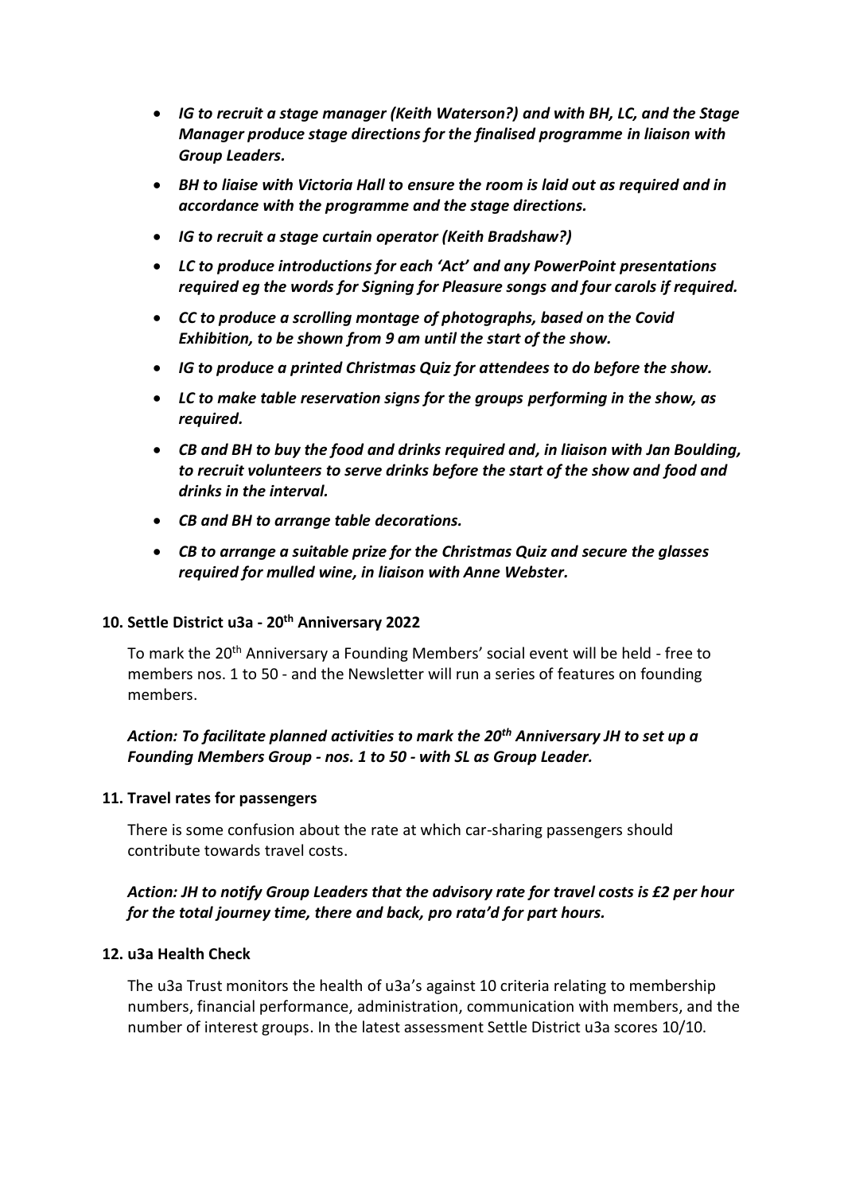- ***IG to recruit a stage manager (Keith Waterson?) and with BH, LC, and the Stage Manager produce stage directions for the finalised programme in liaison with Group Leaders.***
- ***BH to liaise with Victoria Hall to ensure the room is laid out as required and in accordance with the programme and the stage directions.***
- ***IG to recruit a stage curtain operator (Keith Bradshaw?)***
- ***LC to produce introductions for each 'Act' and any PowerPoint presentations required eg the words for Signing for Pleasure songs and four carols if required.***
- ***CC to produce a scrolling montage of photographs, based on the Covid Exhibition, to be shown from 9 am until the start of the show.***
- ***IG to produce a printed Christmas Quiz for attendees to do before the show.***
- ***LC to make table reservation signs for the groups performing in the show, as required.***
- ***CB and BH to buy the food and drinks required and, in liaison with Jan Boulding, to recruit volunteers to serve drinks before the start of the show and food and drinks in the interval.***
- ***CB and BH to arrange table decorations.***
- ***CB to arrange a suitable prize for the Christmas Quiz and secure the glasses required for mulled wine, in liaison with Anne Webster.***

**10. Settle District u3a - 20th Anniversary 2022**

To mark the 20th Anniversary a Founding Members' social event will be held - free to members nos. 1 to 50 - and the Newsletter will run a series of features on founding members.

***Action: To facilitate planned activities to mark the 20th Anniversary JH to set up a Founding Members Group - nos. 1 to 50 - with SL as Group Leader.***

**11. Travel rates for passengers**

There is some confusion about the rate at which car-sharing passengers should contribute towards travel costs.

***Action: JH to notify Group Leaders that the advisory rate for travel costs is £2 per hour for the total journey time, there and back, pro rata'd for part hours.***

**12. u3a Health Check**

The u3a Trust monitors the health of u3a's against 10 criteria relating to membership numbers, financial performance, administration, communication with members, and the number of interest groups. In the latest assessment Settle District u3a scores 10/10.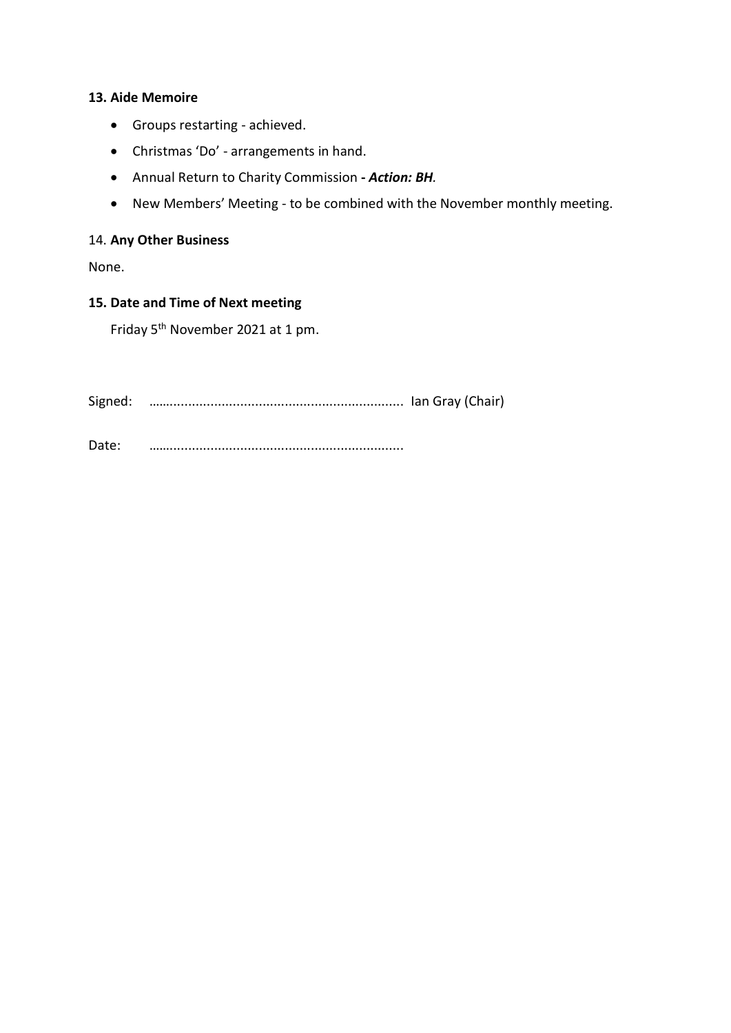**13. Aide Memoire**

- Groups restarting - achieved.
- Christmas 'Do' - arrangements in hand.
- Annual Return to Charity Commission ***- Action: BH****.*
- New Members' Meeting - to be combined with the November monthly meeting.

14. **Any Other Business**

None.

**15. Date and Time of Next meeting**

Friday 5th November 2021 at 1 pm.

Signed: ………………………………………………………… Ian Gray (Chair)

Date: …………………………………………………………